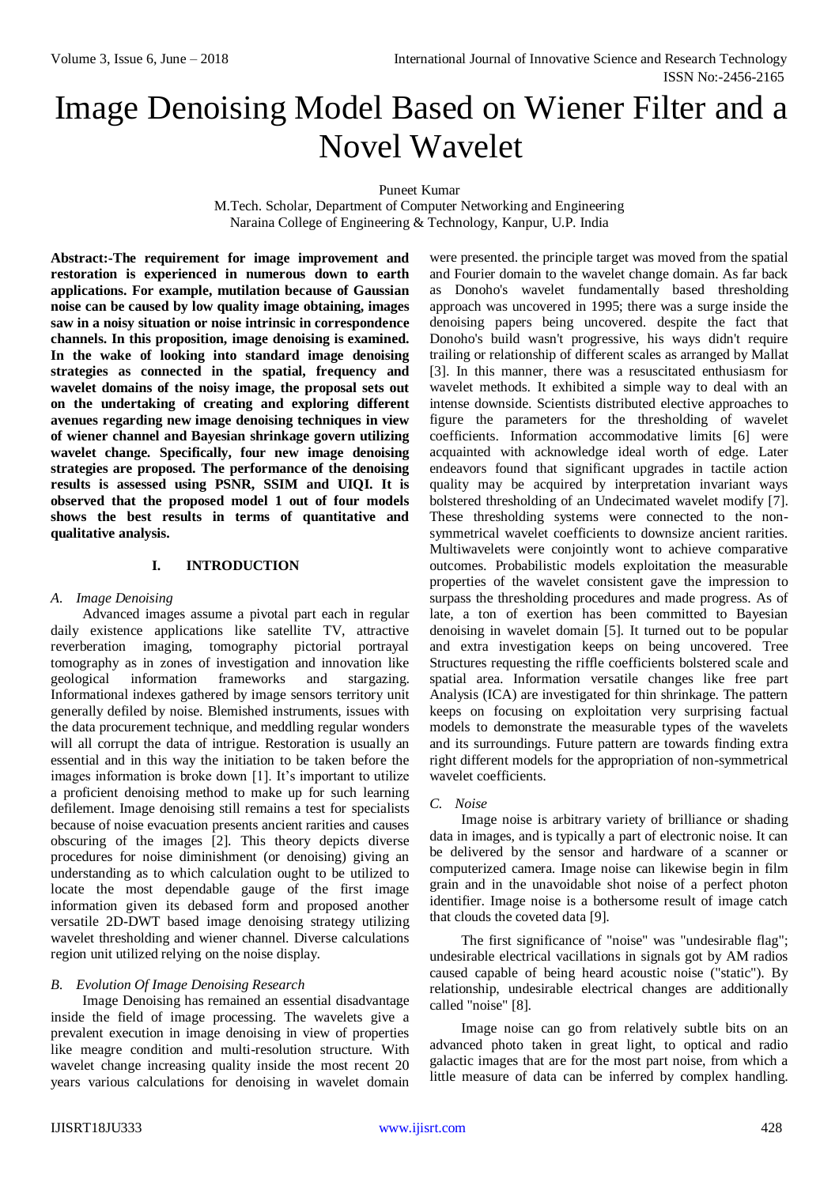# Image Denoising Model Based on Wiener Filter and a Novel Wavelet

Puneet Kumar
M.Tech. Scholar, Department of Computer Networking and Engineering
Naraina College of Engineering & Technology, Kanpur, U.P. India

**Abstract:-The requirement for image improvement and restoration is experienced in numerous down to earth applications. For example, mutilation because of Gaussian noise can be caused by low quality image obtaining, images saw in a noisy situation or noise intrinsic in correspondence channels. In this proposition, image denoising is examined. In the wake of looking into standard image denoising strategies as connected in the spatial, frequency and wavelet domains of the noisy image, the proposal sets out on the undertaking of creating and exploring different avenues regarding new image denoising techniques in view of wiener channel and Bayesian shrinkage govern utilizing wavelet change. Specifically, four new image denoising strategies are proposed. The performance of the denoising results is assessed using PSNR, SSIM and UIQI. It is observed that the proposed model 1 out of four models shows the best results in terms of quantitative and qualitative analysis.**

## I. INTRODUCTION

### *A. Image Denoising*

Advanced images assume a pivotal part each in regular daily existence applications like satellite TV, attractive reverberation imaging, tomography pictorial portrayal tomography as in zones of investigation and innovation like geological information frameworks and stargazing. Informational indexes gathered by image sensors territory unit generally defiled by noise. Blemished instruments, issues with the data procurement technique, and meddling regular wonders will all corrupt the data of intrigue. Restoration is usually an essential and in this way the initiation to be taken before the images information is broke down [1]. It's important to utilize a proficient denoising method to make up for such learning defilement. Image denoising still remains a test for specialists because of noise evacuation presents ancient rarities and causes obscuring of the images [2]. This theory depicts diverse procedures for noise diminishment (or denoising) giving an understanding as to which calculation ought to be utilized to locate the most dependable gauge of the first image information given its debased form and proposed another versatile 2D-DWT based image denoising strategy utilizing wavelet thresholding and wiener channel. Diverse calculations region unit utilized relying on the noise display.

### *B. Evolution Of Image Denoising Research*

Image Denoising has remained an essential disadvantage inside the field of image processing. The wavelets give a prevalent execution in image denoising in view of properties like meagre condition and multi-resolution structure. With wavelet change increasing quality inside the most recent 20 years various calculations for denoising in wavelet domain were presented. the principle target was moved from the spatial and Fourier domain to the wavelet change domain. As far back as Donoho's wavelet fundamentally based thresholding approach was uncovered in 1995; there was a surge inside the denoising papers being uncovered. despite the fact that Donoho's build wasn't progressive, his ways didn't require trailing or relationship of different scales as arranged by Mallat [3]. In this manner, there was a resuscitated enthusiasm for wavelet methods. It exhibited a simple way to deal with an intense downside. Scientists distributed elective approaches to figure the parameters for the thresholding of wavelet coefficients. Information accommodative limits [6] were acquainted with acknowledge ideal worth of edge. Later endeavors found that significant upgrades in tactile action quality may be acquired by interpretation invariant ways bolstered thresholding of an Undecimated wavelet modify [7]. These thresholding systems were connected to the non-symmetrical wavelet coefficients to downsize ancient rarities. Multiwavelets were conjointly wont to achieve comparative outcomes. Probabilistic models exploitation the measurable properties of the wavelet consistent gave the impression to surpass the thresholding procedures and made progress. As of late, a ton of exertion has been committed to Bayesian denoising in wavelet domain [5]. It turned out to be popular and extra investigation keeps on being uncovered. Tree Structures requesting the riffle coefficients bolstered scale and spatial area. Information versatile changes like free part Analysis (ICA) are investigated for thin shrinkage. The pattern keeps on focusing on exploitation very surprising factual models to demonstrate the measurable types of the wavelets and its surroundings. Future pattern are towards finding extra right different models for the appropriation of non-symmetrical wavelet coefficients.

### *C. Noise*

Image noise is arbitrary variety of brilliance or shading data in images, and is typically a part of electronic noise. It can be delivered by the sensor and hardware of a scanner or computerized camera. Image noise can likewise begin in film grain and in the unavoidable shot noise of a perfect photon identifier. Image noise is a bothersome result of image catch that clouds the coveted data [9].

The first significance of "noise" was "undesirable flag"; undesirable electrical vacillations in signals got by AM radios caused capable of being heard acoustic noise ("static"). By relationship, undesirable electrical changes are additionally called "noise" [8].

Image noise can go from relatively subtle bits on an advanced photo taken in great light, to optical and radio galactic images that are for the most part noise, from which a little measure of data can be inferred by complex handling.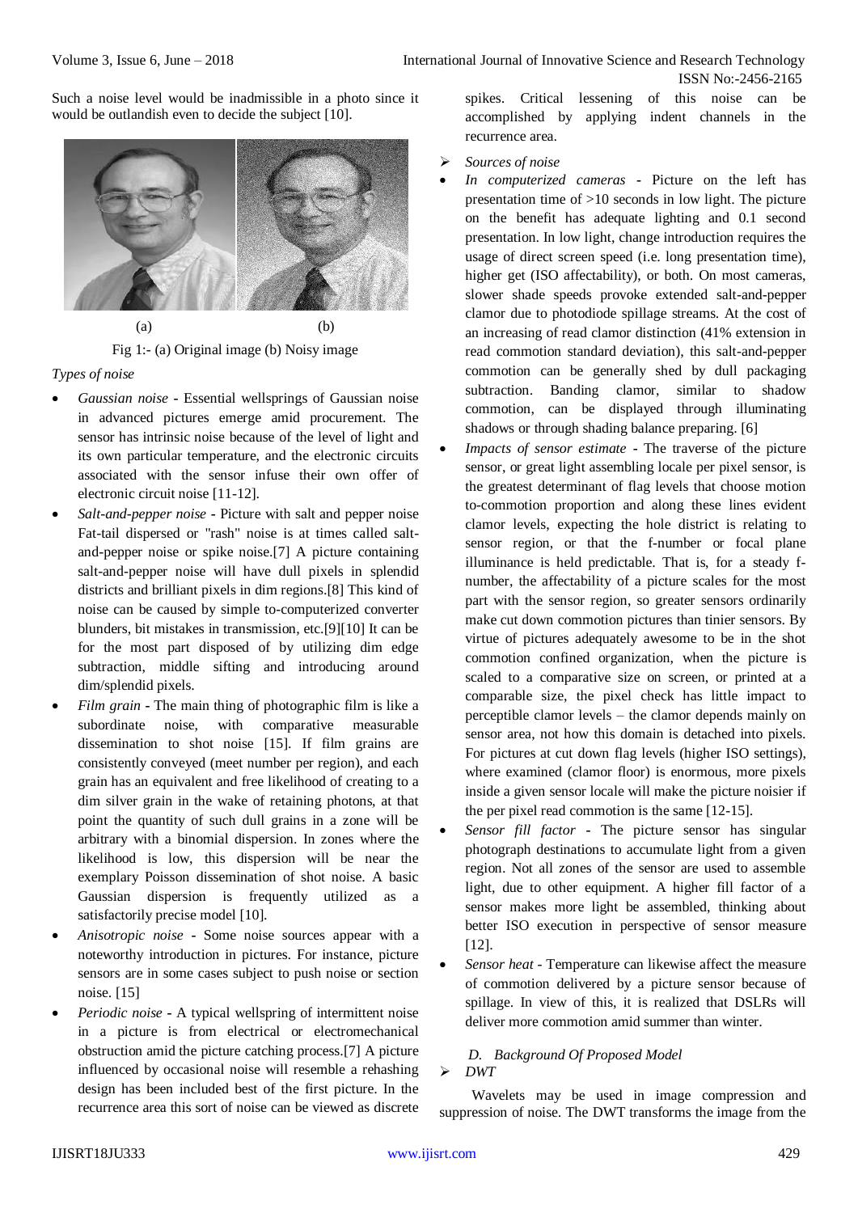Such a noise level would be inadmissible in a photo since it would be outlandish even to decide the subject [10].

(a) (b)

Fig 1:- (a) Original image (b) Noisy image

*Types of noise*

- *Gaussian noise* - Essential wellsprings of Gaussian noise in advanced pictures emerge amid procurement. The sensor has intrinsic noise because of the level of light and its own particular temperature, and the electronic circuits associated with the sensor infuse their own offer of electronic circuit noise [11-12].
- *Salt-and-pepper noise* - Picture with salt and pepper noise Fat-tail dispersed or "rash" noise is at times called salt-and-pepper noise or spike noise.[7] A picture containing salt-and-pepper noise will have dull pixels in splendid districts and brilliant pixels in dim regions.[8] This kind of noise can be caused by simple to-computerized converter blunders, bit mistakes in transmission, etc.[9][10] It can be for the most part disposed of by utilizing dim edge subtraction, middle sifting and introducing around dim/splendid pixels.
- *Film grain* - The main thing of photographic film is like a subordinate noise, with comparative measurable dissemination to shot noise [15]. If film grains are consistently conveyed (meet number per region), and each grain has an equivalent and free likelihood of creating to a dim silver grain in the wake of retaining photons, at that point the quantity of such dull grains in a zone will be arbitrary with a binomial dispersion. In zones where the likelihood is low, this dispersion will be near the exemplary Poisson dissemination of shot noise. A basic Gaussian dispersion is frequently utilized as a satisfactorily precise model [10].
- *Anisotropic noise* - Some noise sources appear with a noteworthy introduction in pictures. For instance, picture sensors are in some cases subject to push noise or section noise. [15]
- *Periodic noise* - A typical wellspring of intermittent noise in a picture is from electrical or electromechanical obstruction amid the picture catching process.[7] A picture influenced by occasional noise will resemble a rehashing design has been included best of the first picture. In the recurrence area this sort of noise can be viewed as discrete spikes. Critical lessening of this noise can be accomplished by applying indent channels in the recurrence area.

➢ *Sources of noise*

- *In computerized cameras* - Picture on the left has presentation time of >10 seconds in low light. The picture on the benefit has adequate lighting and 0.1 second presentation. In low light, change introduction requires the usage of direct screen speed (i.e. long presentation time), higher get (ISO affectability), or both. On most cameras, slower shade speeds provoke extended salt-and-pepper clamor due to photodiode spillage streams. At the cost of an increasing of read clamor distinction (41% extension in read commotion standard deviation), this salt-and-pepper commotion can be generally shed by dull packaging subtraction. Banding clamor, similar to shadow commotion, can be displayed through illuminating shadows or through shading balance preparing. [6]
- *Impacts of sensor estimate* - The traverse of the picture sensor, or great light assembling locale per pixel sensor, is the greatest determinant of flag levels that choose motion to-commotion proportion and along these lines evident clamor levels, expecting the hole district is relating to sensor region, or that the f-number or focal plane illuminance is held predictable. That is, for a steady f-number, the affectability of a picture scales for the most part with the sensor region, so greater sensors ordinarily make cut down commotion pictures than tinier sensors. By virtue of pictures adequately awesome to be in the shot commotion confined organization, when the picture is scaled to a comparative size on screen, or printed at a comparable size, the pixel check has little impact to perceptible clamor levels – the clamor depends mainly on sensor area, not how this domain is detached into pixels. For pictures at cut down flag levels (higher ISO settings), where examined (clamor floor) is enormous, more pixels inside a given sensor locale will make the picture noisier if the per pixel read commotion is the same [12-15].
- *Sensor fill factor* - The picture sensor has singular photograph destinations to accumulate light from a given region. Not all zones of the sensor are used to assemble light, due to other equipment. A higher fill factor of a sensor makes more light be assembled, thinking about better ISO execution in perspective of sensor measure [12].
- *Sensor heat* - Temperature can likewise affect the measure of commotion delivered by a picture sensor because of spillage. In view of this, it is realized that DSLRs will deliver more commotion amid summer than winter.

### *D. Background Of Proposed Model*

➢ *DWT*

Wavelets may be used in image compression and suppression of noise. The DWT transforms the image from the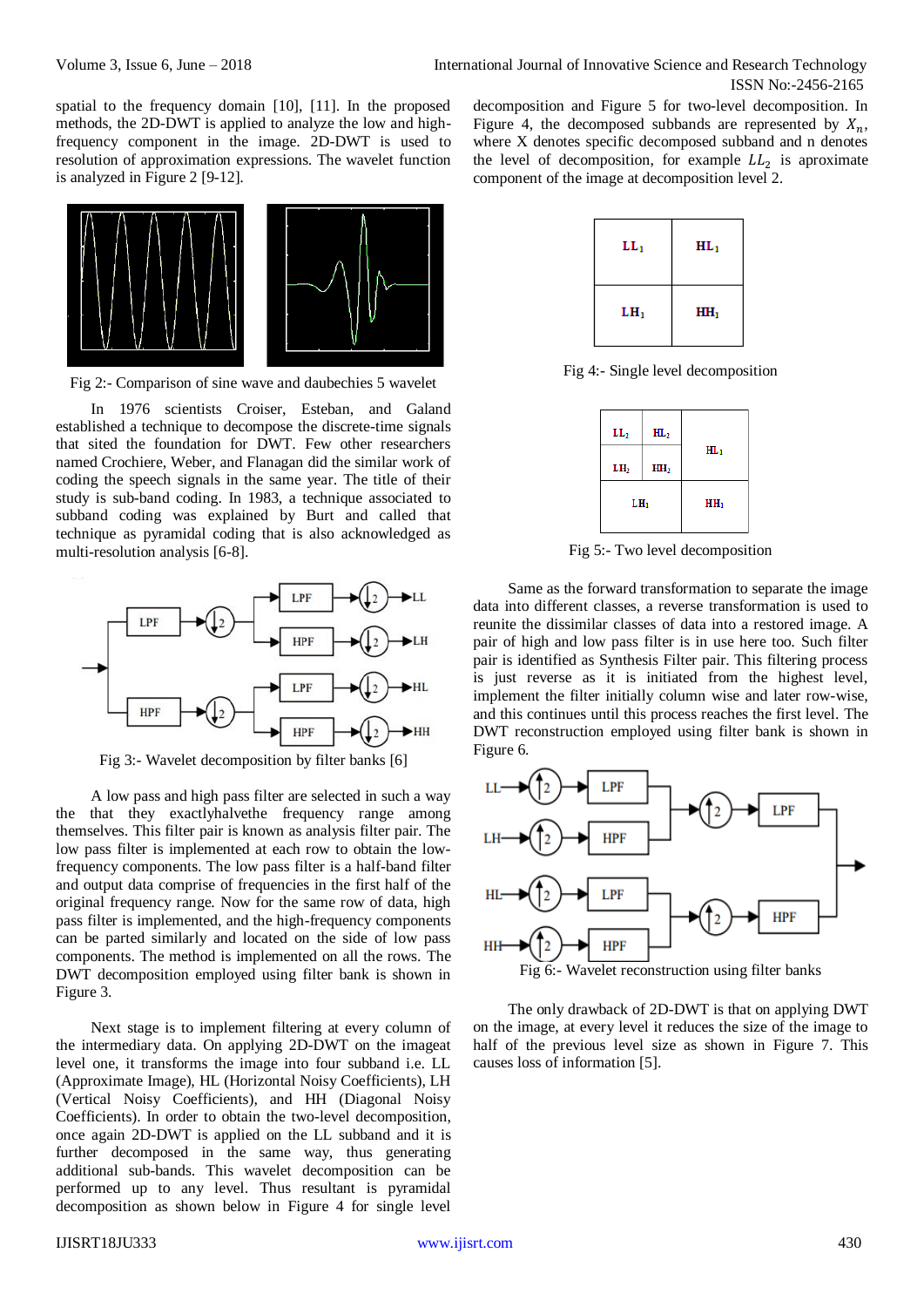spatial to the frequency domain [10], [11]. In the proposed methods, the 2D-DWT is applied to analyze the low and high-frequency component in the image. 2D-DWT is used to resolution of approximation expressions. The wavelet function is analyzed in Figure 2 [9-12].

Fig 2:- Comparison of sine wave and daubechies 5 wavelet

In 1976 scientists Croiser, Esteban, and Galand established a technique to decompose the discrete-time signals that sited the foundation for DWT. Few other researchers named Crochiere, Weber, and Flanagan did the similar work of coding the speech signals in the same year. The title of their study is sub-band coding. In 1983, a technique associated to subband coding was explained by Burt and called that technique as pyramidal coding that is also acknowledged as multi-resolution analysis [6-8].

Fig 3:- Wavelet decomposition by filter banks [6]

A low pass and high pass filter are selected in such a way the that they exactlyhalvethe frequency range among themselves. This filter pair is known as analysis filter pair. The low pass filter is implemented at each row to obtain the low-frequency components. The low pass filter is a half-band filter and output data comprise of frequencies in the first half of the original frequency range. Now for the same row of data, high pass filter is implemented, and the high-frequency components can be parted similarly and located on the side of low pass components. The method is implemented on all the rows. The DWT decomposition employed using filter bank is shown in Figure 3.

Next stage is to implement filtering at every column of the intermediary data. On applying 2D-DWT on the imageat level one, it transforms the image into four subband i.e. LL (Approximate Image), HL (Horizontal Noisy Coefficients), LH (Vertical Noisy Coefficients), and HH (Diagonal Noisy Coefficients). In order to obtain the two-level decomposition, once again 2D-DWT is applied on the LL subband and it is further decomposed in the same way, thus generating additional sub-bands. This wavelet decomposition can be performed up to any level. Thus resultant is pyramidal decomposition as shown below in Figure 4 for single level decomposition and Figure 5 for two-level decomposition. In Figure 4, the decomposed subbands are represented by $X_n$, where X denotes specific decomposed subband and n denotes the level of decomposition, for example $LL_2$ is aproximate component of the image at decomposition level 2.

| $LL_1$ | $HL_1$ |
|---|---|
| $LH_1$ | $HH_1$ |

Fig 4:- Single level decomposition

Fig 5:- Two level decomposition

Same as the forward transformation to separate the image data into different classes, a reverse transformation is used to reunite the dissimilar classes of data into a restored image. A pair of high and low pass filter is in use here too. Such filter pair is identified as Synthesis Filter pair. This filtering process is just reverse as it is initiated from the highest level, implement the filter initially column wise and later row-wise, and this continues until this process reaches the first level. The DWT reconstruction employed using filter bank is shown in Figure 6.

Fig 6:- Wavelet reconstruction using filter banks

The only drawback of 2D-DWT is that on applying DWT on the image, at every level it reduces the size of the image to half of the previous level size as shown in Figure 7. This causes loss of information [5].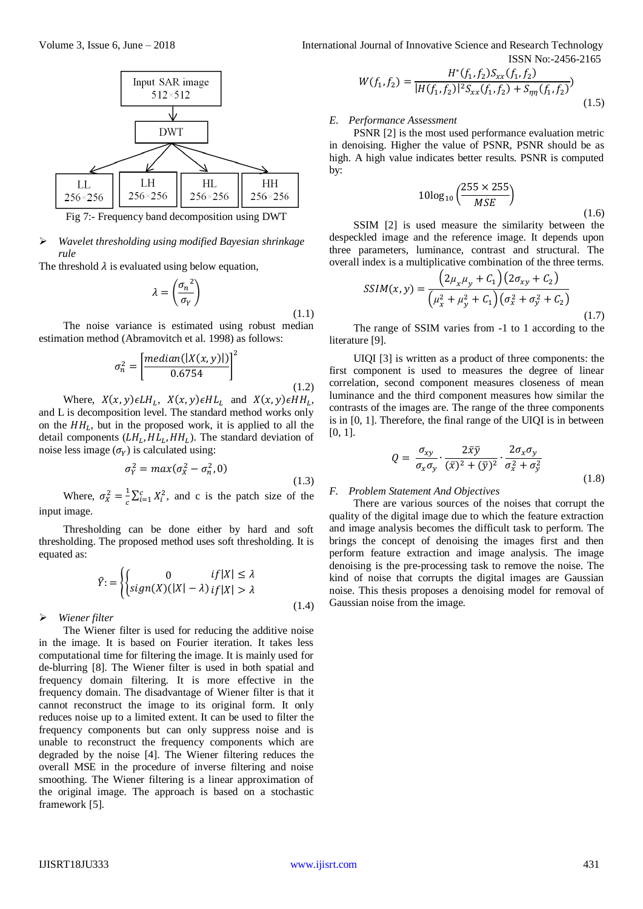Input SAR image 512×512 → DWT → LL 256×256, LH 256×256, HL 256×256, HH 256×256

Fig 7:- Frequency band decomposition using DWT

- *Wavelet thresholding using modified Bayesian shrinkage rule*

The threshold $\lambda$ is evaluated using below equation,

$$\lambda = \left(\frac{{\sigma_n}^2}{\sigma_Y}\right) \tag{1.1}$$

The noise variance is estimated using robust median estimation method (Abramovitch et al. 1998) as follows:

$$\sigma_n^2 = \left[\frac{median(|X(x,y)|)}{0.6754}\right]^2 \tag{1.2}$$

Where, $X(x,y)\epsilon LH_L$, $X(x,y)\epsilon HL_L$ and $X(x,y)\epsilon HH_L$, and L is decomposition level. The standard method works only on the $HH_L$, but in the proposed work, it is applied to all the detail components ($LH_L, HL_L, HH_L$). The standard deviation of noise less image ($\sigma_Y$) is calculated using:

$$\sigma_Y^2 = max(\sigma_X^2 - \sigma_n^2, 0) \tag{1.3}$$

Where, $\sigma_X^2 = \frac{1}{c}\sum_{i=1}^{c} X_i^2$, and c is the patch size of the input image.

Thresholding can be done either by hard and soft thresholding. The proposed method uses soft thresholding. It is equated as:

$$\hat{Y} := \left\{\begin{cases} 0 & if|X| \le \lambda \\ sign(X)(|X| - \lambda) & if|X| > \lambda \end{cases}\right. \tag{1.4}$$

- *Wiener filter*

The Wiener filter is used for reducing the additive noise in the image. It is based on Fourier iteration. It takes less computational time for filtering the image. It is mainly used for de-blurring [8]. The Wiener filter is used in both spatial and frequency domain filtering. It is more effective in the frequency domain. The disadvantage of Wiener filter is that it cannot reconstruct the image to its original form. It only reduces noise up to a limited extent. It can be used to filter the frequency components but can only suppress noise and is unable to reconstruct the frequency components which are degraded by the noise [4]. The Wiener filtering reduces the overall MSE in the procedure of inverse filtering and noise smoothing. The Wiener filtering is a linear approximation of the original image. The approach is based on a stochastic framework [5].

$$W(f_1,f_2) = \frac{H^*(f_1,f_2)S_{xx}(f_1,f_2)}{|H(f_1,f_2)|^2 S_{xx}(f_1,f_2) + S_{\eta\eta}(f_1,f_2)}) \tag{1.5}$$

### *E. Performance Assessment*

PSNR [2] is the most used performance evaluation metric in denoising. Higher the value of PSNR, PSNR should be as high. A high value indicates better results. PSNR is computed by:

$$10\log_{10}\left(\frac{255 \times 255}{MSE}\right) \tag{1.6}$$

SSIM [2] is used measure the similarity between the despeckled image and the reference image. It depends upon three parameters, luminance, contrast and structural. The overall index is a multiplicative combination of the three terms.

$$SSIM(x,y) = \frac{\left(2\mu_x\mu_y + C_1\right)\left(2\sigma_{xy} + C_2\right)}{\left(\mu_x^2 + \mu_y^2 + C_1\right)\left(\sigma_x^2 + \sigma_y^2 + C_2\right)} \tag{1.7}$$

The range of SSIM varies from -1 to 1 according to the literature [9].

UIQI [3] is written as a product of three components: the first component is used to measures the degree of linear correlation, second component measures closeness of mean luminance and the third component measures how similar the contrasts of the images are. The range of the three components is in [0, 1]. Therefore, the final range of the UIQI is in between [0, 1].

$$Q = \frac{\sigma_{xy}}{\sigma_x\sigma_y} \cdot \frac{2\bar{x}\bar{y}}{(\bar{x})^2 + (\bar{y})^2} \cdot \frac{2\sigma_x\sigma_y}{\sigma_x^2 + \sigma_y^2} \tag{1.8}$$

### *F. Problem Statement And Objectives*

There are various sources of the noises that corrupt the quality of the digital image due to which the feature extraction and image analysis becomes the difficult task to perform. The brings the concept of denoising the images first and then perform feature extraction and image analysis. The image denoising is the pre-processing task to remove the noise. The kind of noise that corrupts the digital images are Gaussian noise. This thesis proposes a denoising model for removal of Gaussian noise from the image.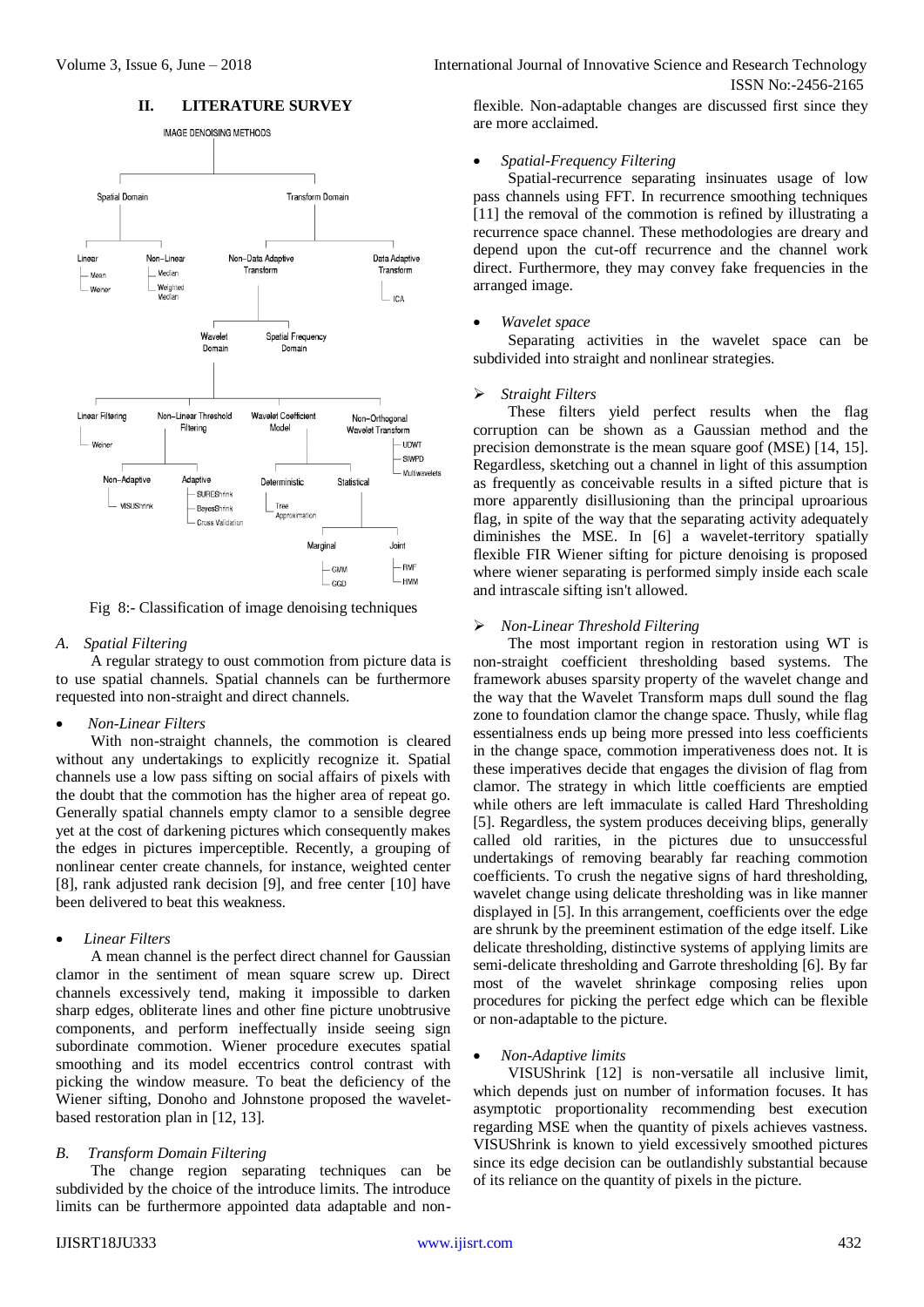## II. LITERATURE SURVEY

IMAGE DENOISING METHODS

- Spatial Domain
  - Linear
    - Mean
    - Weiner
  - Non-Linear
    - Median
    - Weighted Median
- Transform Domain
  - Non-Data Adaptive Transform
    - Wavelet Domain
      - Linear Filtering
        - Wiener
      - Non-Linear Threshold Filtering
        - Non-Adaptive
          - VISUShrink
        - Adaptive
          - SUREShrink
          - BayesShrink
          - Cross Validation
      - Wavelet Coefficient Model
        - Deterministic
          - Tree Approximation
        - Statistical
          - Marginal
            - GMM
            - GGD
          - Joint
            - RMF
            - HMM
      - Non-Orthogonal Wavelet Transform
        - UDWT
        - SIWPD
        - Multiwavelets
    - Spatial Frequency Domain
  - Data Adaptive Transform
    - ICA

Fig 8:- Classification of image denoising techniques

### A. Spatial Filtering

A regular strategy to oust commotion from picture data is to use spatial channels. Spatial channels can be furthermore requested into non-straight and direct channels.

- *Non-Linear Filters*

With non-straight channels, the commotion is cleared without any undertakings to explicitly recognize it. Spatial channels use a low pass sifting on social affairs of pixels with the doubt that the commotion has the higher area of repeat go. Generally spatial channels empty clamor to a sensible degree yet at the cost of darkening pictures which consequently makes the edges in pictures imperceptible. Recently, a grouping of nonlinear center create channels, for instance, weighted center [8], rank adjusted rank decision [9], and free center [10] have been delivered to beat this weakness.

- *Linear Filters*

A mean channel is the perfect direct channel for Gaussian clamor in the sentiment of mean square screw up. Direct channels excessively tend, making it impossible to darken sharp edges, obliterate lines and other fine picture unobtrusive components, and perform ineffectually inside seeing sign subordinate commotion. Wiener procedure executes spatial smoothing and its model eccentrics control contrast with picking the window measure. To beat the deficiency of the Wiener sifting, Donoho and Johnstone proposed the wavelet-based restoration plan in [12, 13].

### B. Transform Domain Filtering

The change region separating techniques can be subdivided by the choice of the introduce limits. The introduce limits can be furthermore appointed data adaptable and non-flexible. Non-adaptable changes are discussed first since they are more acclaimed.

- *Spatial-Frequency Filtering*

Spatial-recurrence separating insinuates usage of low pass channels using FFT. In recurrence smoothing techniques [11] the removal of the commotion is refined by illustrating a recurrence space channel. These methodologies are dreary and depend upon the cut-off recurrence and the channel work direct. Furthermore, they may convey fake frequencies in the arranged image.

- *Wavelet space*

Separating activities in the wavelet space can be subdivided into straight and nonlinear strategies.

- *Straight Filters*

These filters yield perfect results when the flag corruption can be shown as a Gaussian method and the precision demonstrate is the mean square goof (MSE) [14, 15]. Regardless, sketching out a channel in light of this assumption as frequently as conceivable results in a sifted picture that is more apparently disillusioning than the principal uproarious flag, in spite of the way that the separating activity adequately diminishes the MSE. In [6] a wavelet-territory spatially flexible FIR Wiener sifting for picture denoising is proposed where wiener separating is performed simply inside each scale and intrascale sifting isn't allowed.

- *Non-Linear Threshold Filtering*

The most important region in restoration using WT is non-straight coefficient thresholding based systems. The framework abuses sparsity property of the wavelet change and the way that the Wavelet Transform maps dull sound the flag zone to foundation clamor the change space. Thusly, while flag essentialness ends up being more pressed into less coefficients in the change space, commotion imperativeness does not. It is these imperatives decide that engages the division of flag from clamor. The strategy in which little coefficients are emptied while others are left immaculate is called Hard Thresholding [5]. Regardless, the system produces deceiving blips, generally called old rarities, in the pictures due to unsuccessful undertakings of removing bearably far reaching commotion coefficients. To crush the negative signs of hard thresholding, wavelet change using delicate thresholding was in like manner displayed in [5]. In this arrangement, coefficients over the edge are shrunk by the preeminent estimation of the edge itself. Like delicate thresholding, distinctive systems of applying limits are semi-delicate thresholding and Garrote thresholding [6]. By far most of the wavelet shrinkage composing relies upon procedures for picking the perfect edge which can be flexible or non-adaptable to the picture.

- *Non-Adaptive limits*

VISUShrink [12] is non-versatile all inclusive limit, which depends just on number of information focuses. It has asymptotic proportionality recommending best execution regarding MSE when the quantity of pixels achieves vastness. VISUShrink is known to yield excessively smoothed pictures since its edge decision can be outlandishly substantial because of its reliance on the quantity of pixels in the picture.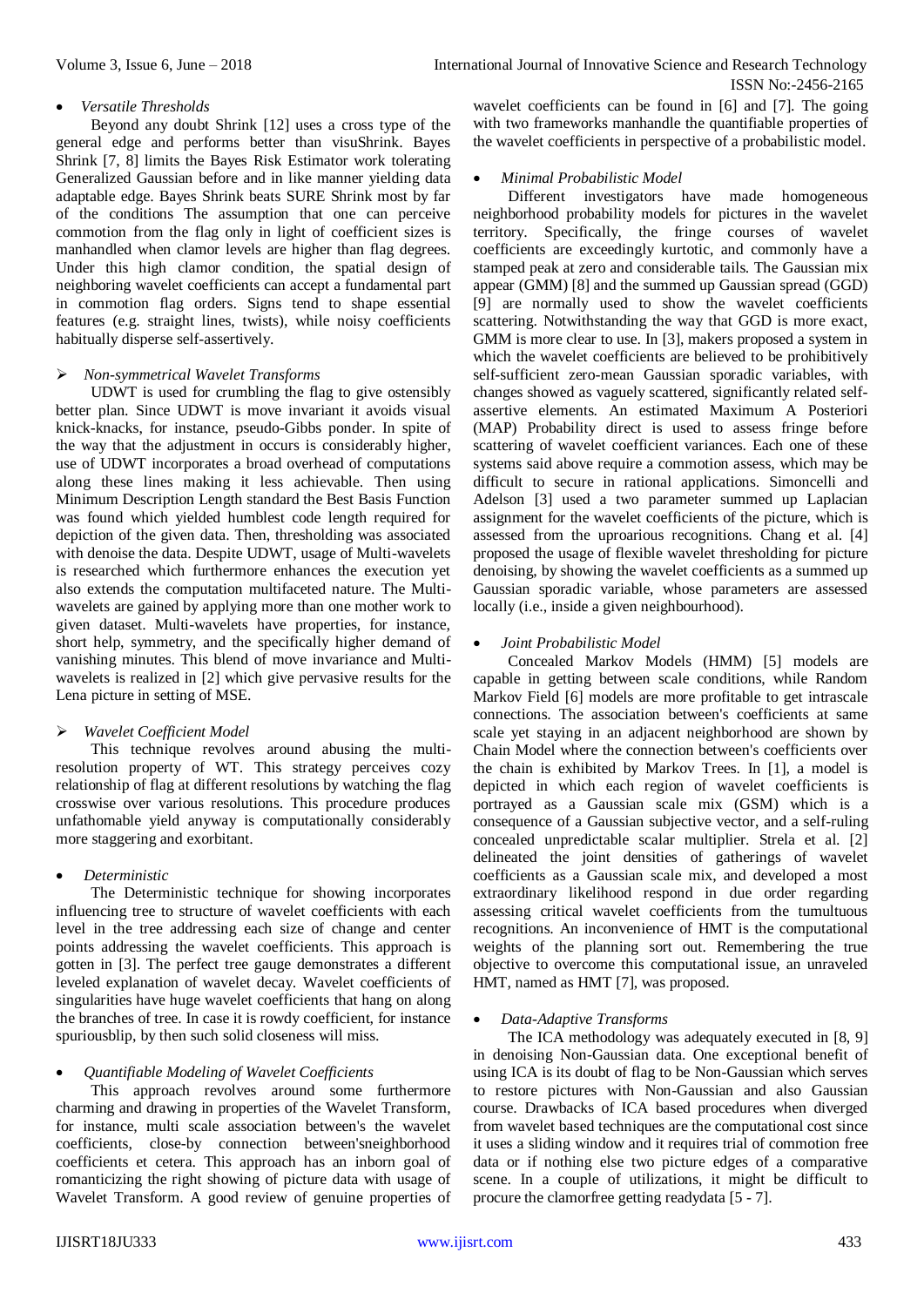- *Versatile Thresholds*

Beyond any doubt Shrink [12] uses a cross type of the general edge and performs better than visuShrink. Bayes Shrink [7, 8] limits the Bayes Risk Estimator work tolerating Generalized Gaussian before and in like manner yielding data adaptable edge. Bayes Shrink beats SURE Shrink most by far of the conditions The assumption that one can perceive commotion from the flag only in light of coefficient sizes is manhandled when clamor levels are higher than flag degrees. Under this high clamor condition, the spatial design of neighboring wavelet coefficients can accept a fundamental part in commotion flag orders. Signs tend to shape essential features (e.g. straight lines, twists), while noisy coefficients habitually disperse self-assertively.

- *Non-symmetrical Wavelet Transforms*

UDWT is used for crumbling the flag to give ostensibly better plan. Since UDWT is move invariant it avoids visual knick-knacks, for instance, pseudo-Gibbs ponder. In spite of the way that the adjustment in occurs is considerably higher, use of UDWT incorporates a broad overhead of computations along these lines making it less achievable. Then using Minimum Description Length standard the Best Basis Function was found which yielded humblest code length required for depiction of the given data. Then, thresholding was associated with denoise the data. Despite UDWT, usage of Multi-wavelets is researched which furthermore enhances the execution yet also extends the computation multifaceted nature. The Multi-wavelets are gained by applying more than one mother work to given dataset. Multi-wavelets have properties, for instance, short help, symmetry, and the specifically higher demand of vanishing minutes. This blend of move invariance and Multi-wavelets is realized in [2] which give pervasive results for the Lena picture in setting of MSE.

- *Wavelet Coefficient Model*

This technique revolves around abusing the multi-resolution property of WT. This strategy perceives cozy relationship of flag at different resolutions by watching the flag crosswise over various resolutions. This procedure produces unfathomable yield anyway is computationally considerably more staggering and exorbitant.

- *Deterministic*

The Deterministic technique for showing incorporates influencing tree to structure of wavelet coefficients with each level in the tree addressing each size of change and center points addressing the wavelet coefficients. This approach is gotten in [3]. The perfect tree gauge demonstrates a different leveled explanation of wavelet decay. Wavelet coefficients of singularities have huge wavelet coefficients that hang on along the branches of tree. In case it is rowdy coefficient, for instance spuriousblip, by then such solid closeness will miss.

- *Quantifiable Modeling of Wavelet Coefficients*

This approach revolves around some furthermore charming and drawing in properties of the Wavelet Transform, for instance, multi scale association between's the wavelet coefficients, close-by connection between'sneighborhood coefficients et cetera. This approach has an inborn goal of romanticizing the right showing of picture data with usage of Wavelet Transform. A good review of genuine properties of wavelet coefficients can be found in [6] and [7]. The going with two frameworks manhandle the quantifiable properties of the wavelet coefficients in perspective of a probabilistic model.

- *Minimal Probabilistic Model*

Different investigators have made homogeneous neighborhood probability models for pictures in the wavelet territory. Specifically, the fringe courses of wavelet coefficients are exceedingly kurtotic, and commonly have a stamped peak at zero and considerable tails. The Gaussian mix appear (GMM) [8] and the summed up Gaussian spread (GGD) [9] are normally used to show the wavelet coefficients scattering. Notwithstanding the way that GGD is more exact, GMM is more clear to use. In [3], makers proposed a system in which the wavelet coefficients are believed to be prohibitively self-sufficient zero-mean Gaussian sporadic variables, with changes showed as vaguely scattered, significantly related self-assertive elements. An estimated Maximum A Posteriori (MAP) Probability direct is used to assess fringe before scattering of wavelet coefficient variances. Each one of these systems said above require a commotion assess, which may be difficult to secure in rational applications. Simoncelli and Adelson [3] used a two parameter summed up Laplacian assignment for the wavelet coefficients of the picture, which is assessed from the uproarious recognitions. Chang et al. [4] proposed the usage of flexible wavelet thresholding for picture denoising, by showing the wavelet coefficients as a summed up Gaussian sporadic variable, whose parameters are assessed locally (i.e., inside a given neighbourhood).

- *Joint Probabilistic Model*

Concealed Markov Models (HMM) [5] models are capable in getting between scale conditions, while Random Markov Field [6] models are more profitable to get intrascale connections. The association between's coefficients at same scale yet staying in an adjacent neighborhood are shown by Chain Model where the connection between's coefficients over the chain is exhibited by Markov Trees. In [1], a model is depicted in which each region of wavelet coefficients is portrayed as a Gaussian scale mix (GSM) which is a consequence of a Gaussian subjective vector, and a self-ruling concealed unpredictable scalar multiplier. Strela et al. [2] delineated the joint densities of gatherings of wavelet coefficients as a Gaussian scale mix, and developed a most extraordinary likelihood respond in due order regarding assessing critical wavelet coefficients from the tumultuous recognitions. An inconvenience of HMT is the computational weights of the planning sort out. Remembering the true objective to overcome this computational issue, an unraveled HMT, named as HMT [7], was proposed.

- *Data-Adaptive Transforms*

The ICA methodology was adequately executed in [8, 9] in denoising Non-Gaussian data. One exceptional benefit of using ICA is its doubt of flag to be Non-Gaussian which serves to restore pictures with Non-Gaussian and also Gaussian course. Drawbacks of ICA based procedures when diverged from wavelet based techniques are the computational cost since it uses a sliding window and it requires trial of commotion free data or if nothing else two picture edges of a comparative scene. In a couple of utilizations, it might be difficult to procure the clamorfree getting readydata [5 - 7].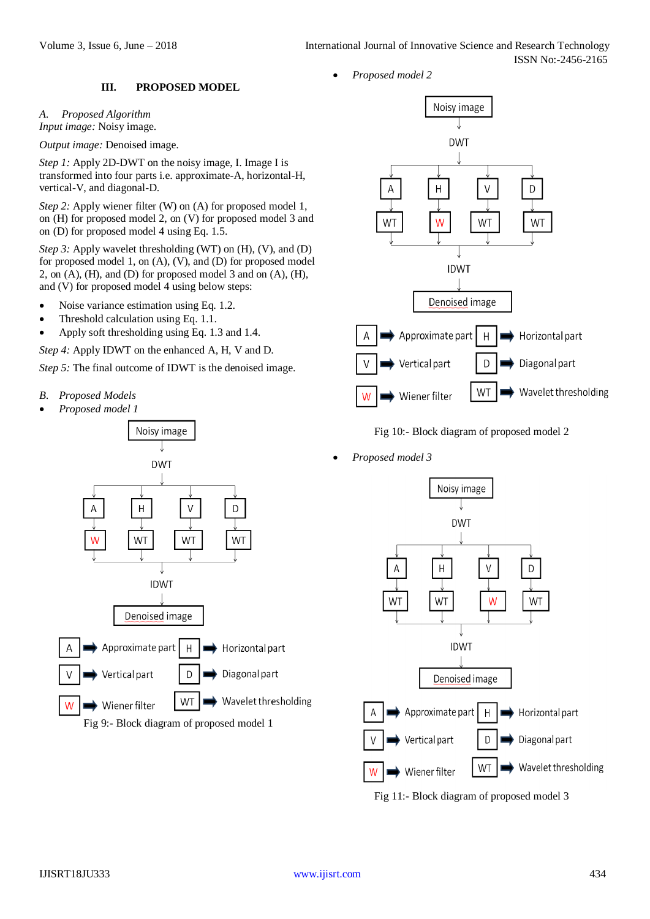## III. PROPOSED MODEL

### *A. Proposed Algorithm*

*Input image:* Noisy image.

*Output image:* Denoised image.

*Step 1:* Apply 2D-DWT on the noisy image, I. Image I is transformed into four parts i.e. approximate-A, horizontal-H, vertical-V, and diagonal-D.

*Step 2:* Apply wiener filter (W) on (A) for proposed model 1, on (H) for proposed model 2, on (V) for proposed model 3 and on (D) for proposed model 4 using Eq. 1.5.

*Step 3:* Apply wavelet thresholding (WT) on (H), (V), and (D) for proposed model 1, on (A), (V), and (D) for proposed model 2, on (A), (H), and (D) for proposed model 3 and on (A), (H), and (V) for proposed model 4 using below steps:

- Noise variance estimation using Eq. 1.2.
- Threshold calculation using Eq. 1.1.
- Apply soft thresholding using Eq. 1.3 and 1.4.

*Step 4:* Apply IDWT on the enhanced A, H, V and D.

*Step 5:* The final outcome of IDWT is the denoised image.

### *B. Proposed Models*

- *Proposed model 1*

Noisy image → DWT → A, H, V, D → W (A), WT (H), WT (V), WT (D) → IDWT → Denoised image

A ➡ Approximate part; H ➡ Horizontal part; V ➡ Vertical part; D ➡ Diagonal part; W ➡ Wiener filter; WT ➡ Wavelet thresholding

Fig 9:- Block diagram of proposed model 1

- *Proposed model 2*

Noisy image → DWT → A, H, V, D → WT (A), W (H), WT (V), WT (D) → IDWT → Denoised image

A ➡ Approximate part; H ➡ Horizontal part; V ➡ Vertical part; D ➡ Diagonal part; W ➡ Wiener filter; WT ➡ Wavelet thresholding

Fig 10:- Block diagram of proposed model 2

- *Proposed model 3*

Noisy image → DWT → A, H, V, D → WT (A), WT (H), W (V), WT (D) → IDWT → Denoised image

A ➡ Approximate part; H ➡ Horizontal part; V ➡ Vertical part; D ➡ Diagonal part; W ➡ Wiener filter; WT ➡ Wavelet thresholding

Fig 11:- Block diagram of proposed model 3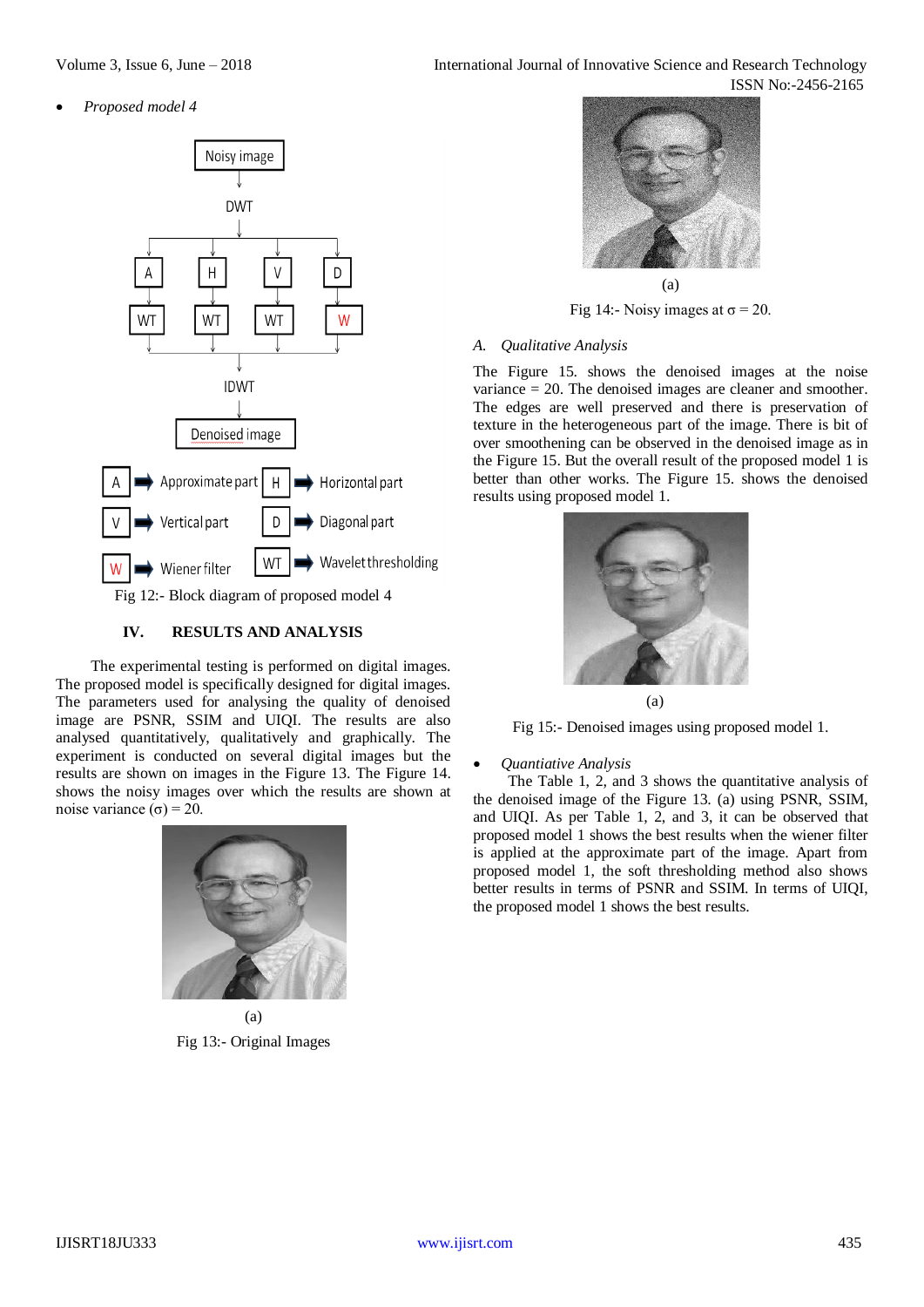- *Proposed model 4*

Fig 12:- Block diagram of proposed model 4

## IV. RESULTS AND ANALYSIS

The experimental testing is performed on digital images. The proposed model is specifically designed for digital images. The parameters used for analysing the quality of denoised image are PSNR, SSIM and UIQI. The results are also analysed quantitatively, qualitatively and graphically. The experiment is conducted on several digital images but the results are shown on images in the Figure 13. The Figure 14. shows the noisy images over which the results are shown at noise variance (σ) = 20.

(a)

Fig 13:- Original Images

(a)

Fig 14:- Noisy images at σ = 20.

### *A. Qualitative Analysis*

The Figure 15. shows the denoised images at the noise variance = 20. The denoised images are cleaner and smoother. The edges are well preserved and there is preservation of texture in the heterogeneous part of the image. There is bit of over smoothening can be observed in the denoised image as in the Figure 15. But the overall result of the proposed model 1 is better than other works. The Figure 15. shows the denoised results using proposed model 1.

(a)

Fig 15:- Denoised images using proposed model 1.

- *Quantiative Analysis*

The Table 1, 2, and 3 shows the quantitative analysis of the denoised image of the Figure 13. (a) using PSNR, SSIM, and UIQI. As per Table 1, 2, and 3, it can be observed that proposed model 1 shows the best results when the wiener filter is applied at the approximate part of the image. Apart from proposed model 1, the soft thresholding method also shows better results in terms of PSNR and SSIM. In terms of UIQI, the proposed model 1 shows the best results.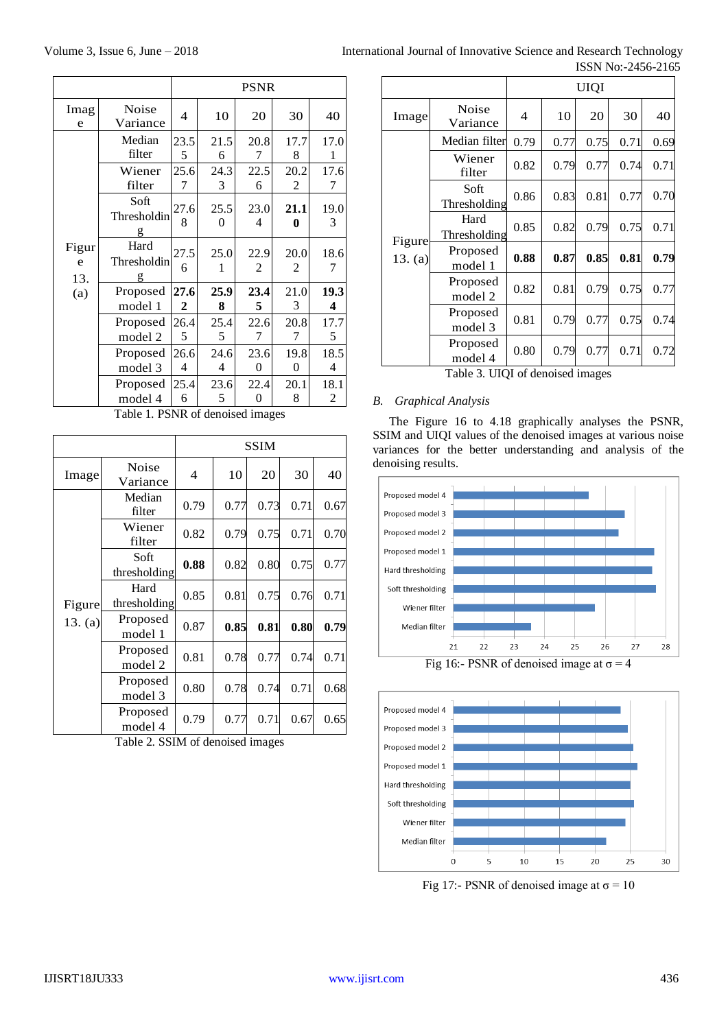| Image | Noise Variance | PSNR | | | | |
|---|---|---|---|---|---|---|
| | | 4 | 10 | 20 | 30 | 40 |
| Figure 13. (a) | Median filter | 23.55 | 21.56 | 20.87 | 17.78 | 17.01 |
| | Wiener filter | 25.67 | 24.33 | 22.56 | 20.22 | 17.67 |
| | Soft Thresholding | 27.68 | 25.50 | 23.04 | **21.10** | 19.03 |
| | Hard Thresholding | 27.56 | 25.01 | 22.92 | 20.02 | 18.67 |
| | Proposed model 1 | **27.62** | **25.98** | **23.45** | 21.03 | **19.34** |
| | Proposed model 2 | 26.45 | 25.45 | 22.67 | 20.87 | 17.75 |
| | Proposed model 3 | 26.64 | 24.64 | 23.60 | 19.80 | 18.54 |
| | Proposed model 4 | 25.46 | 23.65 | 22.40 | 20.18 | 18.12 |

Table 1. PSNR of denoised images

| Image | Noise Variance | SSIM | | | | |
|---|---|---|---|---|---|---|
| | | 4 | 10 | 20 | 30 | 40 |
| Figure 13. (a) | Median filter | 0.79 | 0.77 | 0.73 | 0.71 | 0.67 |
| | Wiener filter | 0.82 | 0.79 | 0.75 | 0.71 | 0.70 |
| | Soft thresholding | **0.88** | 0.82 | 0.80 | 0.75 | 0.77 |
| | Hard thresholding | 0.85 | 0.81 | 0.75 | 0.76 | 0.71 |
| | Proposed model 1 | 0.87 | **0.85** | **0.81** | **0.80** | **0.79** |
| | Proposed model 2 | 0.81 | 0.78 | 0.77 | 0.74 | 0.71 |
| | Proposed model 3 | 0.80 | 0.78 | 0.74 | 0.71 | 0.68 |
| | Proposed model 4 | 0.79 | 0.77 | 0.71 | 0.67 | 0.65 |

Table 2. SSIM of denoised images

| Image | Noise Variance | UIQI | | | | |
|---|---|---|---|---|---|---|
| | | 4 | 10 | 20 | 30 | 40 |
| Figure 13. (a) | Median filter | 0.79 | 0.77 | 0.75 | 0.71 | 0.69 |
| | Wiener filter | 0.82 | 0.79 | 0.77 | 0.74 | 0.71 |
| | Soft Thresholding | 0.86 | 0.83 | 0.81 | 0.77 | 0.70 |
| | Hard Thresholding | 0.85 | 0.82 | 0.79 | 0.75 | 0.71 |
| | Proposed model 1 | **0.88** | **0.87** | **0.85** | **0.81** | **0.79** |
| | Proposed model 2 | 0.82 | 0.81 | 0.79 | 0.75 | 0.77 |
| | Proposed model 3 | 0.81 | 0.79 | 0.77 | 0.75 | 0.74 |
| | Proposed model 4 | 0.80 | 0.79 | 0.77 | 0.71 | 0.72 |

Table 3. UIQI of denoised images

### B. *Graphical Analysis*

The Figure 16 to 4.18 graphically analyses the PSNR, SSIM and UIQI values of the denoised images at various noise variances for the better understanding and analysis of the denoising results.

Fig 16:- PSNR of denoised image at σ = 4

Fig 17:- PSNR of denoised image at σ = 10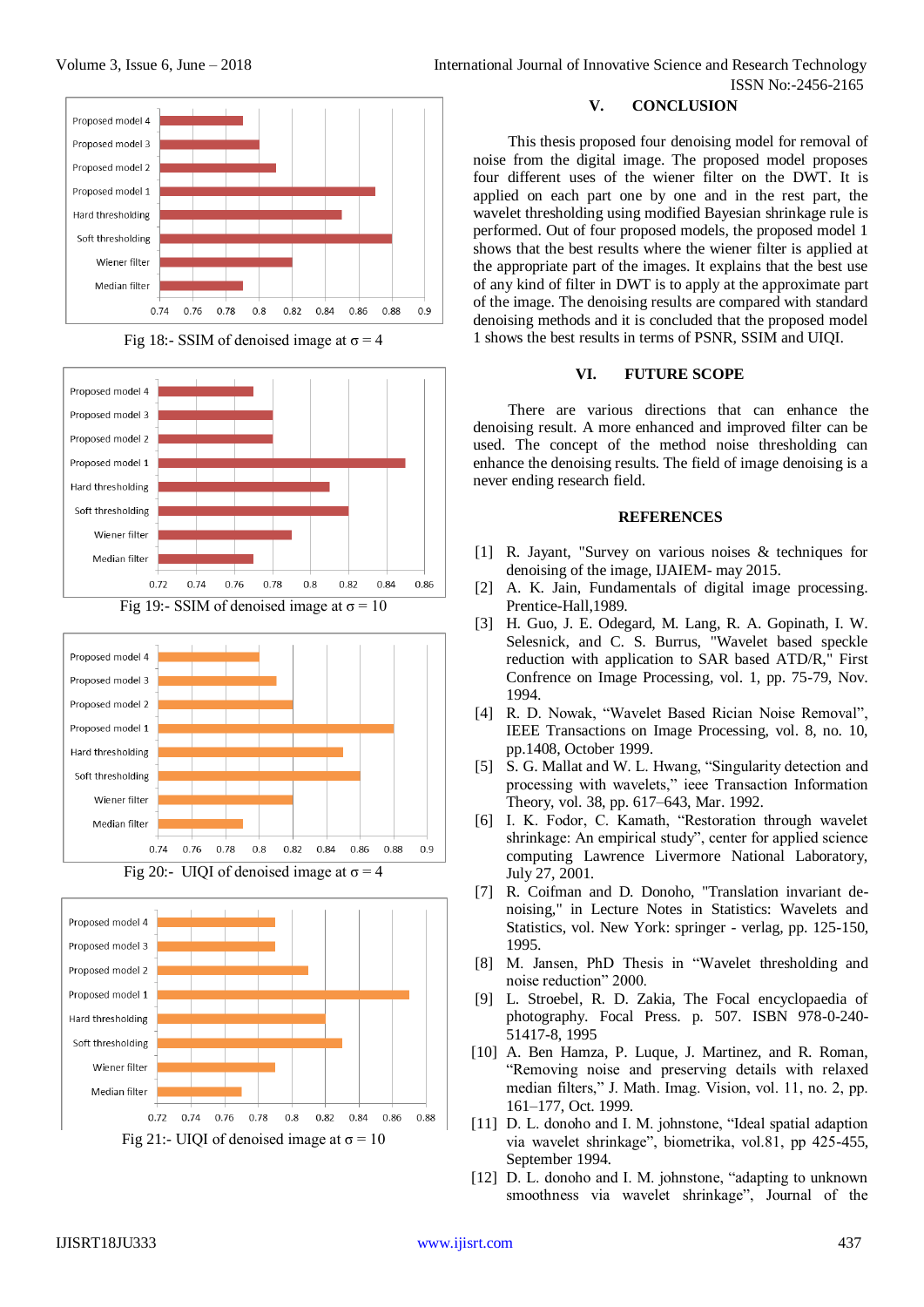Fig 18:- SSIM of denoised image at σ = 4

Fig 19:- SSIM of denoised image at σ = 10

Fig 20:- UIQI of denoised image at σ = 4

Fig 21:- UIQI of denoised image at σ = 10

## V. CONCLUSION

This thesis proposed four denoising model for removal of noise from the digital image. The proposed model proposes four different uses of the wiener filter on the DWT. It is applied on each part one by one and in the rest part, the wavelet thresholding using modified Bayesian shrinkage rule is performed. Out of four proposed models, the proposed model 1 shows that the best results where the wiener filter is applied at the appropriate part of the images. It explains that the best use of any kind of filter in DWT is to apply at the approximate part of the image. The denoising results are compared with standard denoising methods and it is concluded that the proposed model 1 shows the best results in terms of PSNR, SSIM and UIQI.

## VI. FUTURE SCOPE

There are various directions that can enhance the denoising result. A more enhanced and improved filter can be used. The concept of the method noise thresholding can enhance the denoising results. The field of image denoising is a never ending research field.

## REFERENCES

[1] R. Jayant, "Survey on various noises & techniques for denoising of the image, IJAIEM- may 2015.

[2] A. K. Jain, Fundamentals of digital image processing. Prentice-Hall,1989.

[3] H. Guo, J. E. Odegard, M. Lang, R. A. Gopinath, I. W. Selesnick, and C. S. Burrus, "Wavelet based speckle reduction with application to SAR based ATD/R," First Confrence on Image Processing, vol. 1, pp. 75-79, Nov. 1994.

[4] R. D. Nowak, "Wavelet Based Rician Noise Removal", IEEE Transactions on Image Processing, vol. 8, no. 10, pp.1408, October 1999.

[5] S. G. Mallat and W. L. Hwang, "Singularity detection and processing with wavelets," ieee Transaction Information Theory, vol. 38, pp. 617–643, Mar. 1992.

[6] I. K. Fodor, C. Kamath, "Restoration through wavelet shrinkage: An empirical study", center for applied science computing Lawrence Livermore National Laboratory, July 27, 2001.

[7] R. Coifman and D. Donoho, "Translation invariant de-noising," in Lecture Notes in Statistics: Wavelets and Statistics, vol. New York: springer - verlag, pp. 125-150, 1995.

[8] M. Jansen, PhD Thesis in "Wavelet thresholding and noise reduction" 2000.

[9] L. Stroebel, R. D. Zakia, The Focal encyclopaedia of photography. Focal Press. p. 507. ISBN 978-0-240-51417-8, 1995

[10] A. Ben Hamza, P. Luque, J. Martinez, and R. Roman, "Removing noise and preserving details with relaxed median filters," J. Math. Imag. Vision, vol. 11, no. 2, pp. 161–177, Oct. 1999.

[11] D. L. donoho and I. M. johnstone, "Ideal spatial adaption via wavelet shrinkage", biometrika, vol.81, pp 425-455, September 1994.

[12] D. L. donoho and I. M. johnstone, "adapting to unknown smoothness via wavelet shrinkage", Journal of the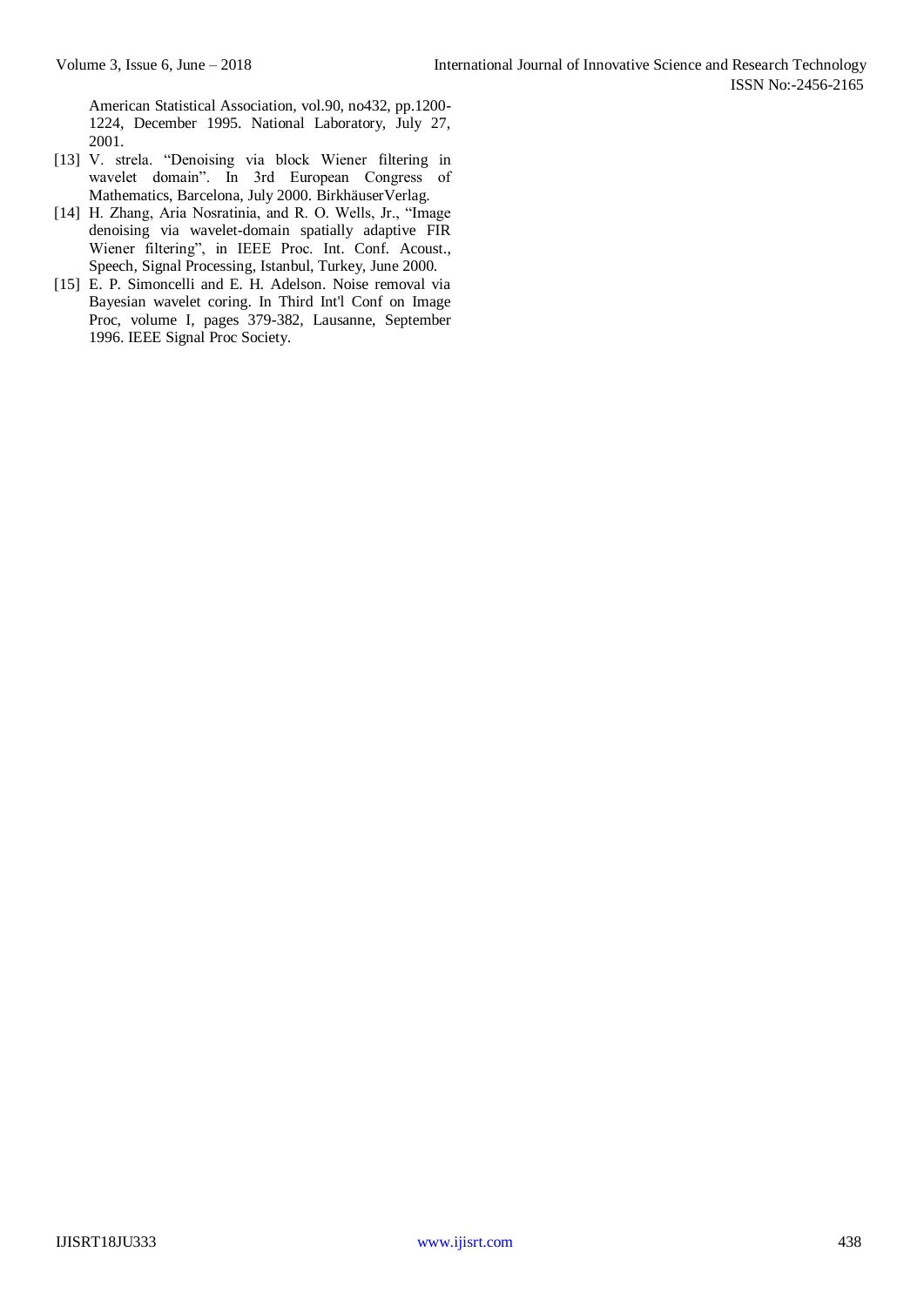American Statistical Association, vol.90, no432, pp.1200-1224, December 1995. National Laboratory, July 27, 2001.

[13] V. strela. “Denoising via block Wiener filtering in wavelet domain”. In 3rd European Congress of Mathematics, Barcelona, July 2000. BirkhäuserVerlag.

[14] H. Zhang, Aria Nosratinia, and R. O. Wells, Jr., “Image denoising via wavelet-domain spatially adaptive FIR Wiener filtering”, in IEEE Proc. Int. Conf. Acoust., Speech, Signal Processing, Istanbul, Turkey, June 2000.

[15] E. P. Simoncelli and E. H. Adelson. Noise removal via Bayesian wavelet coring. In Third Int'l Conf on Image Proc, volume I, pages 379-382, Lausanne, September 1996. IEEE Signal Proc Society.